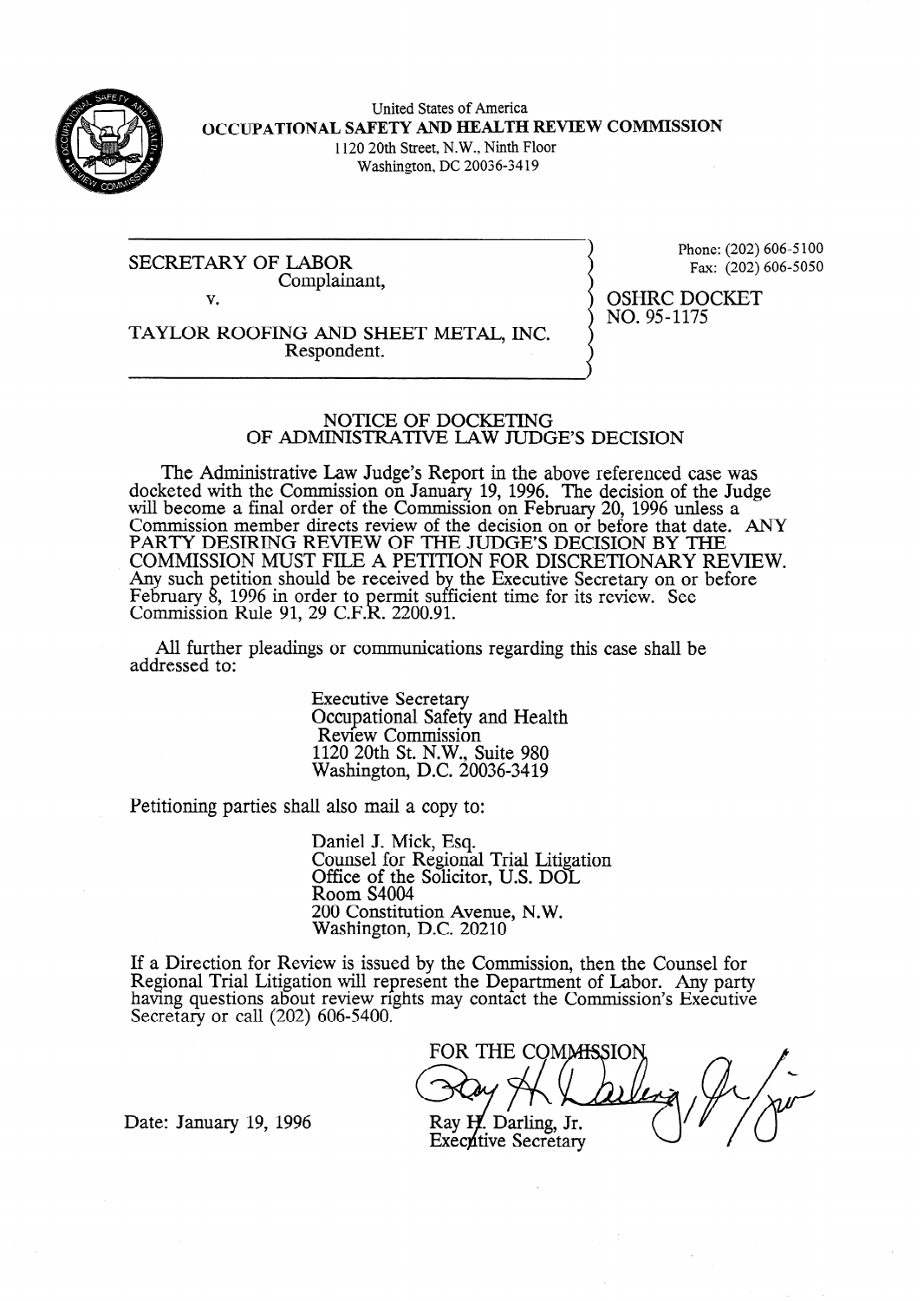United States of America

**OCCUPATIONAL SAFETY AND HEALTH REVIEW COMMISSION**

1120 20th Street, N.W., Ninth Floor
Washington, DC 20036-3419

Phone: (202) 606-5100
Fax: (202) 606-5050

SECRETARY OF LABOR
Complainant,

v.

TAYLOR ROOFING AND SHEET METAL, INC.
Respondent.

OSHRC DOCKET NO. 95-1175

## NOTICE OF DOCKETING OF ADMINISTRATIVE LAW JUDGE'S DECISION

The Administrative Law Judge's Report in the above referenced case was docketed with the Commission on January 19, 1996. The decision of the Judge will become a final order of the Commission on February 20, 1996 unless a Commission member directs review of the decision on or before that date. ANY PARTY DESIRING REVIEW OF THE JUDGE'S DECISION BY THE COMMISSION MUST FILE A PETITION FOR DISCRETIONARY REVIEW. Any such petition should be received by the Executive Secretary on or before February 8, 1996 in order to permit sufficient time for its review. See Commission Rule 91, 29 C.F.R. 2200.91.

All further pleadings or communications regarding this case shall be addressed to:

Executive Secretary
Occupational Safety and Health Review Commission
1120 20th St. N.W., Suite 980
Washington, D.C. 20036-3419

Petitioning parties shall also mail a copy to:

Daniel J. Mick, Esq.
Counsel for Regional Trial Litigation
Office of the Solicitor, U.S. DOL
Room S4004
200 Constitution Avenue, N.W.
Washington, D.C. 20210

If a Direction for Review is issued by the Commission, then the Counsel for Regional Trial Litigation will represent the Department of Labor. Any party having questions about review rights may contact the Commission's Executive Secretary or call (202) 606-5400.

FOR THE COMMISSION

Ray H. Darling, Jr.
Executive Secretary

Date: January 19, 1996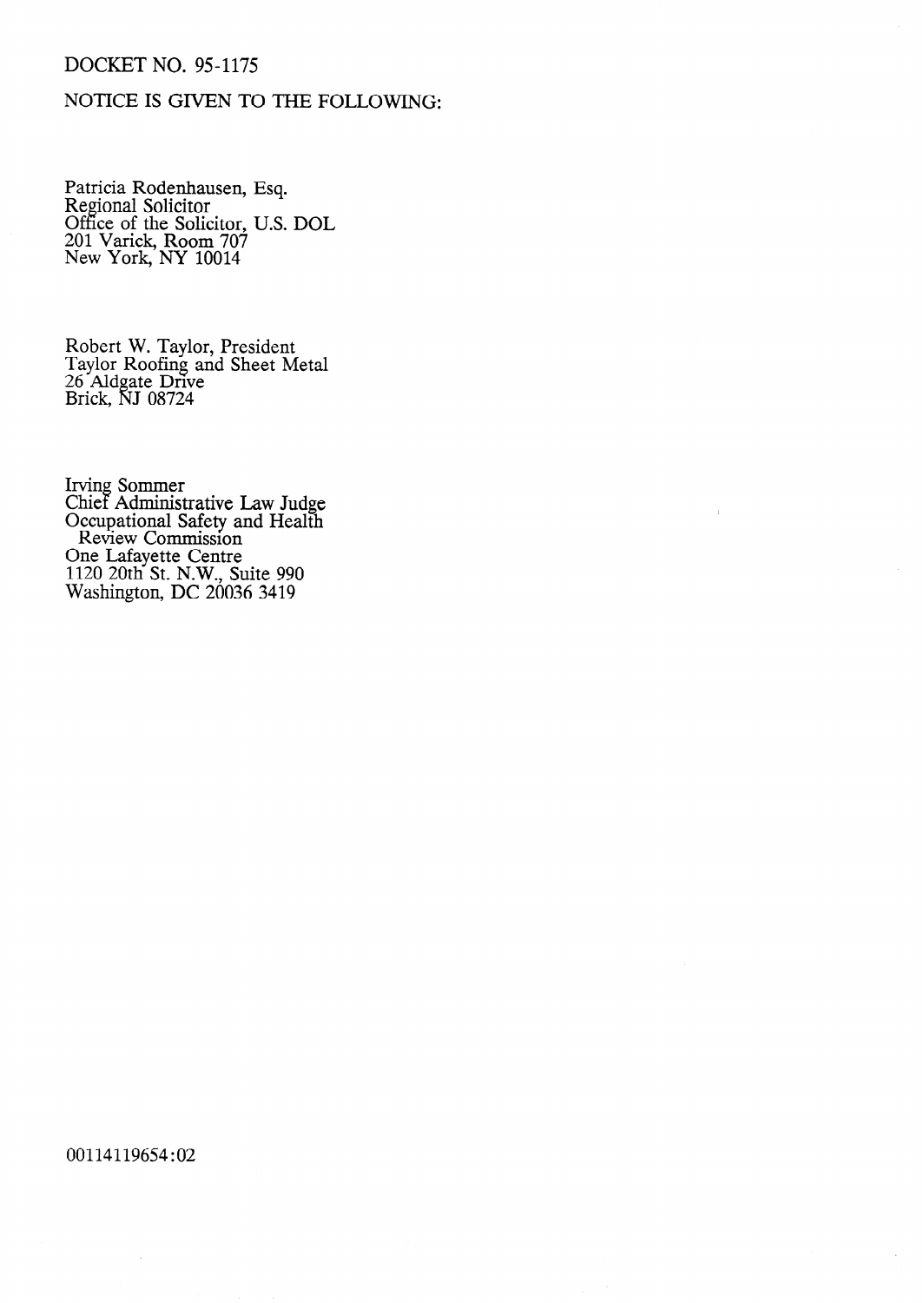DOCKET NO. 95-1175

NOTICE IS GIVEN TO THE FOLLOWING:

Patricia Rodenhausen, Esq.
Regional Solicitor
Office of the Solicitor, U.S. DOL
201 Varick, Room 707
New York, NY 10014

Robert W. Taylor, President
Taylor Roofing and Sheet Metal
26 Aldgate Drive
Brick, NJ 08724

Irving Sommer
Chief Administrative Law Judge
Occupational Safety and Health
Review Commission
One Lafayette Centre
1120 20th St. N.W., Suite 990
Washington, DC 20036 3419

00114119654:02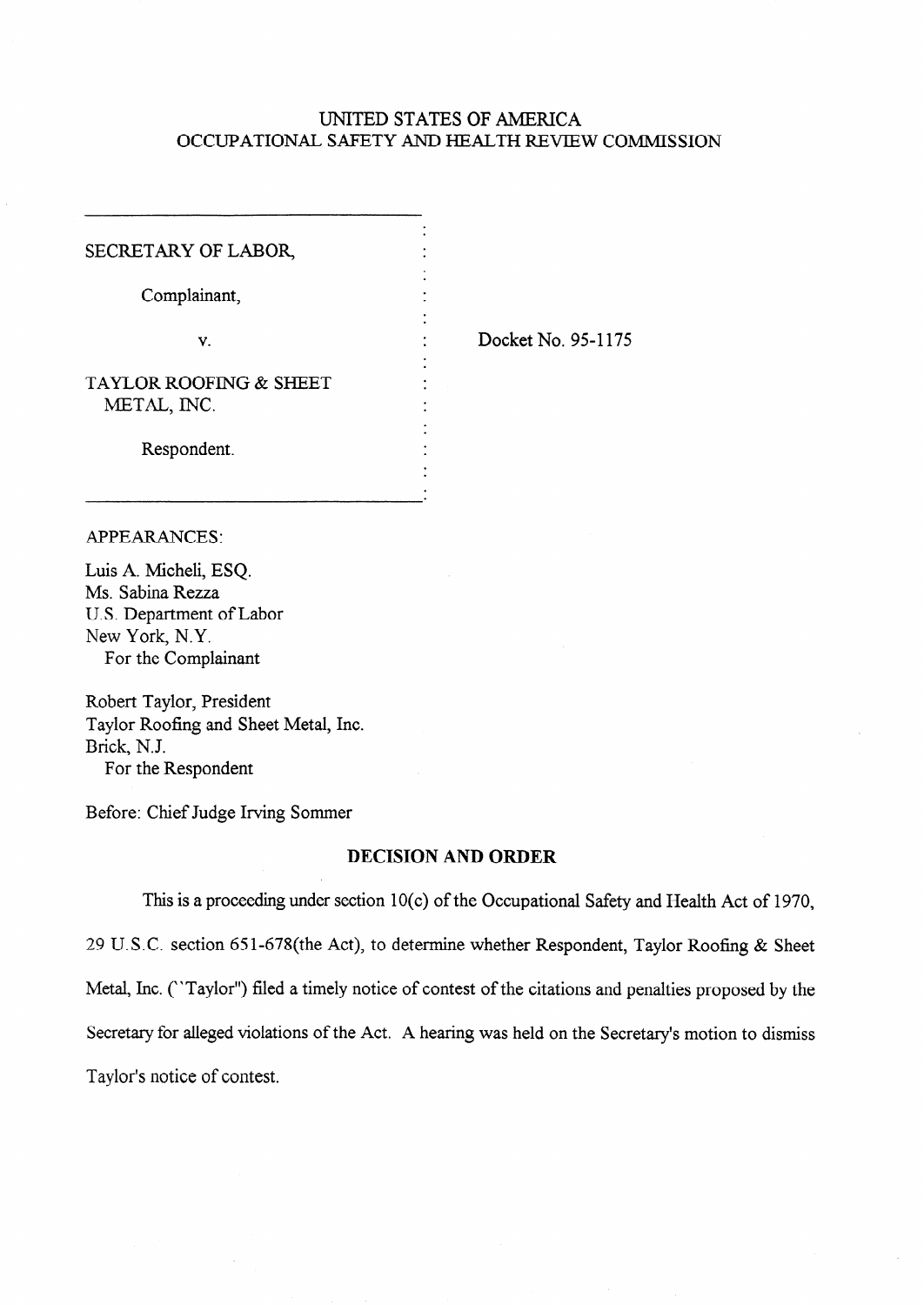# UNITED STATES OF AMERICA
# OCCUPATIONAL SAFETY AND HEALTH REVIEW COMMISSION

| | |
|---|---|
| SECRETARY OF LABOR,<br><br>Complainant,<br><br>v.<br><br>TAYLOR ROOFING & SHEET METAL, INC.<br><br>Respondent. | Docket No. 95-1175 |

APPEARANCES:

Luis A. Micheli, ESQ.
Ms. Sabina Rezza
U.S. Department of Labor
New York, N.Y.
For the Complainant

Robert Taylor, President
Taylor Roofing and Sheet Metal, Inc.
Brick, N.J.
For the Respondent

Before: Chief Judge Irving Sommer

## DECISION AND ORDER

This is a proceeding under section 10(c) of the Occupational Safety and Health Act of 1970, 29 U.S.C. section 651-678(the Act), to determine whether Respondent, Taylor Roofing & Sheet Metal, Inc. ("Taylor") filed a timely notice of contest of the citations and penalties proposed by the Secretary for alleged violations of the Act. A hearing was held on the Secretary's motion to dismiss Taylor's notice of contest.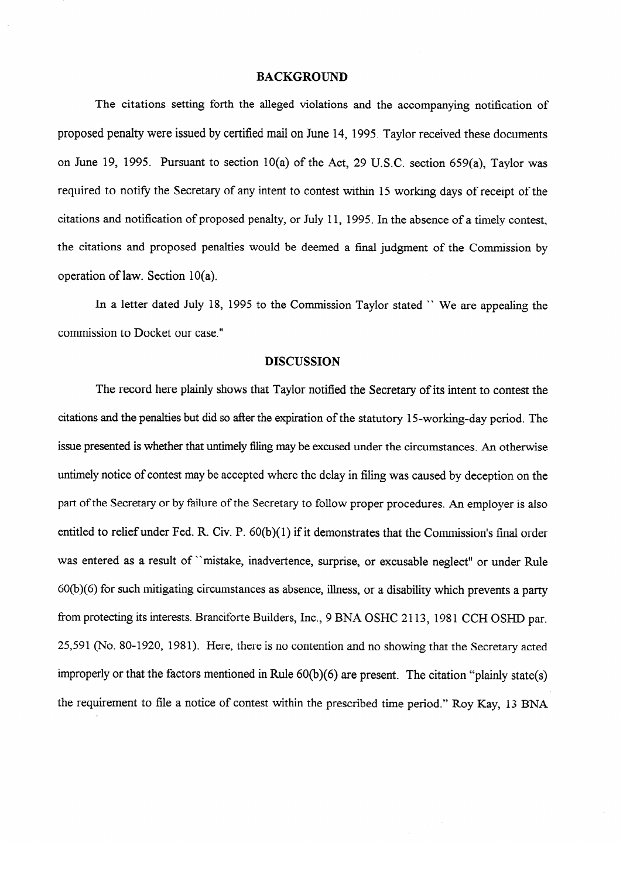## BACKGROUND

The citations setting forth the alleged violations and the accompanying notification of proposed penalty were issued by certified mail on June 14, 1995. Taylor received these documents on June 19, 1995. Pursuant to section 10(a) of the Act, 29 U.S.C. section 659(a), Taylor was required to notify the Secretary of any intent to contest within 15 working days of receipt of the citations and notification of proposed penalty, or July 11, 1995. In the absence of a timely contest, the citations and proposed penalties would be deemed a final judgment of the Commission by operation of law. Section 10(a).

In a letter dated July 18, 1995 to the Commission Taylor stated `` We are appealing the commission to Docket our case."

## DISCUSSION

The record here plainly shows that Taylor notified the Secretary of its intent to contest the citations and the penalties but did so after the expiration of the statutory 15-working-day period. The issue presented is whether that untimely filing may be excused under the circumstances. An otherwise untimely notice of contest may be accepted where the delay in filing was caused by deception on the part of the Secretary or by failure of the Secretary to follow proper procedures. An employer is also entitled to relief under Fed. R. Civ. P. 60(b)(1) if it demonstrates that the Commission's final order was entered as a result of ``mistake, inadvertence, surprise, or excusable neglect" or under Rule 60(b)(6) for such mitigating circumstances as absence, illness, or a disability which prevents a party from protecting its interests. Branciforte Builders, Inc., 9 BNA OSHC 2113, 1981 CCH OSHD par. 25,591 (No. 80-1920, 1981). Here, there is no contention and no showing that the Secretary acted improperly or that the factors mentioned in Rule 60(b)(6) are present. The citation "plainly state(s) the requirement to file a notice of contest within the prescribed time period." Roy Kay, 13 BNA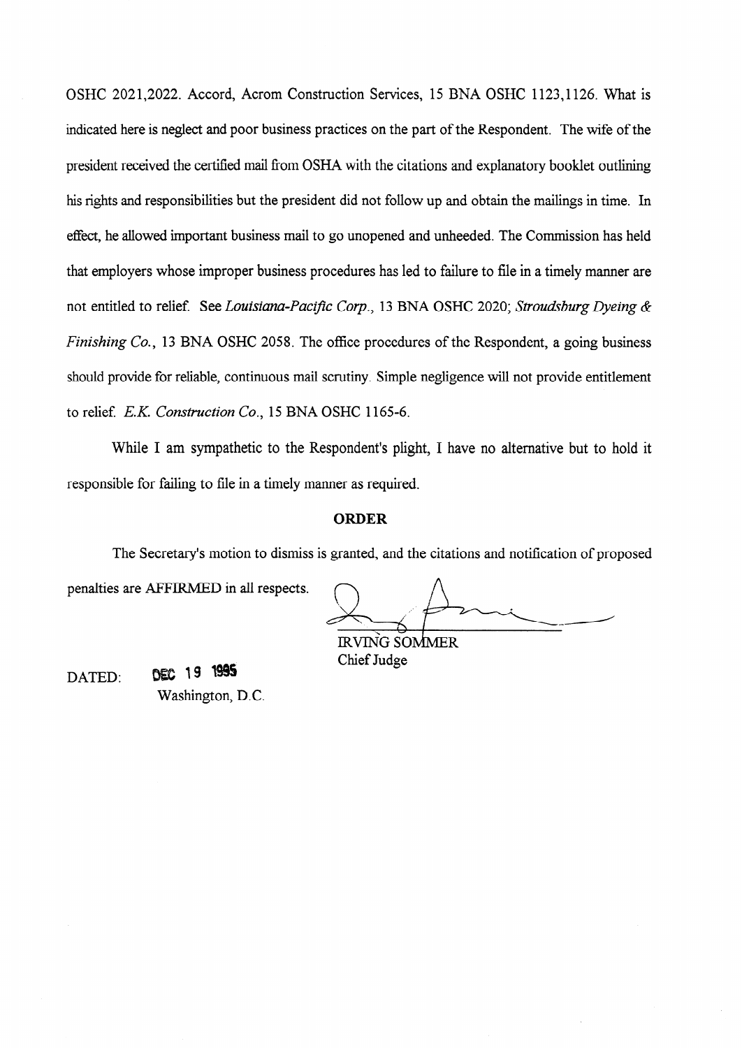OSHC 2021,2022. Accord, Acrom Construction Services, 15 BNA OSHC 1123,1126. What is indicated here is neglect and poor business practices on the part of the Respondent. The wife of the president received the certified mail from OSHA with the citations and explanatory booklet outlining his rights and responsibilities but the president did not follow up and obtain the mailings in time. In effect, he allowed important business mail to go unopened and unheeded. The Commission has held that employers whose improper business procedures has led to failure to file in a timely manner are not entitled to relief. See *Louisiana-Pacific Corp.*, 13 BNA OSHC 2020; *Stroudsburg Dyeing & Finishing Co.*, 13 BNA OSHC 2058. The office procedures of the Respondent, a going business should provide for reliable, continuous mail scrutiny. Simple negligence will not provide entitlement to relief. *E.K. Construction Co.*, 15 BNA OSHC 1165-6.

While I am sympathetic to the Respondent's plight, I have no alternative but to hold it responsible for failing to file in a timely manner as required.

## ORDER

The Secretary's motion to dismiss is granted, and the citations and notification of proposed penalties are AFFIRMED in all respects.

IRVING SOMMER
Chief Judge

DATED: DEC 19 1995
Washington, D.C.